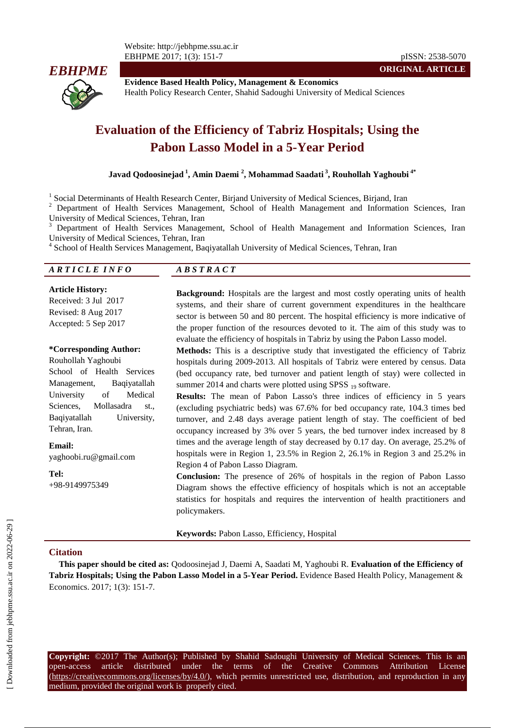**ORIGINAL ARTICLE**

**Evidence Based Health Policy, Management & Economics**
Health Policy Research Center, Shahid Sadoughi University of Medical Sciences

# Evaluation of the Efficiency of Tabriz Hospitals; Using the Pabon Lasso Model in a 5-Year Period

**Javad Qodoosinejad [1], Amin Daemi [2], Mohammad Saadati [3], Rouhollah Yaghoubi [4*]**

[1] Social Determinants of Health Research Center, Birjand University of Medical Sciences, Birjand, Iran
[2] Department of Health Services Management, School of Health Management and Information Sciences, Iran University of Medical Sciences, Tehran, Iran
[3] Department of Health Services Management, School of Health Management and Information Sciences, Iran University of Medical Sciences, Tehran, Iran
[4] School of Health Services Management, Baqiyatallah University of Medical Sciences, Tehran, Iran

## ARTICLE INFO

**Article History:**
Received: 3 Jul 2017
Revised: 8 Aug 2017
Accepted: 5 Sep 2017

**\*Corresponding Author:**
Rouhollah Yaghoubi
School of Health Services Management, Baqiyatallah University of Medical Sciences, Mollasadra st., Baqiyatallah University, Tehran, Iran.

**Email:**
yaghoobi.ru@gmail.com

**Tel:**
+98-9149975349

## ABSTRACT

**Background:** Hospitals are the largest and most costly operating units of health systems, and their share of current government expenditures in the healthcare sector is between 50 and 80 percent. The hospital efficiency is more indicative of the proper function of the resources devoted to it. The aim of this study was to evaluate the efficiency of hospitals in Tabriz by using the Pabon Lasso model.

**Methods:** This is a descriptive study that investigated the efficiency of Tabriz hospitals during 2009-2013. All hospitals of Tabriz were entered by census. Data (bed occupancy rate, bed turnover and patient length of stay) were collected in summer 2014 and charts were plotted using SPSS $_{19}$ software.

**Results:** The mean of Pabon Lasso's three indices of efficiency in 5 years (excluding psychiatric beds) was 67.6% for bed occupancy rate, 104.3 times bed turnover, and 2.48 days average patient length of stay. The coefficient of bed occupancy increased by 3% over 5 years, the bed turnover index increased by 8 times and the average length of stay decreased by 0.17 day. On average, 25.2% of hospitals were in Region 1, 23.5% in Region 2, 26.1% in Region 3 and 25.2% in Region 4 of Pabon Lasso Diagram.

**Conclusion:** The presence of 26% of hospitals in the region of Pabon Lasso Diagram shows the effective efficiency of hospitals which is not an acceptable statistics for hospitals and requires the intervention of health practitioners and policymakers.

**Keywords:** Pabon Lasso, Efficiency, Hospital

## Citation

**This paper should be cited as:** Qodoosinejad J, Daemi A, Saadati M, Yaghoubi R. **Evaluation of the Efficiency of Tabriz Hospitals; Using the Pabon Lasso Model in a 5-Year Period.** Evidence Based Health Policy, Management & Economics. 2017; 1(3): 151-7.

**Copyright:** ©2017 The Author(s); Published by Shahid Sadoughi University of Medical Sciences. This is an open-access article distributed under the terms of the Creative Commons Attribution License (https://creativecommons.org/licenses/by/4.0/), which permits unrestricted use, distribution, and reproduction in any medium, provided the original work is properly cited.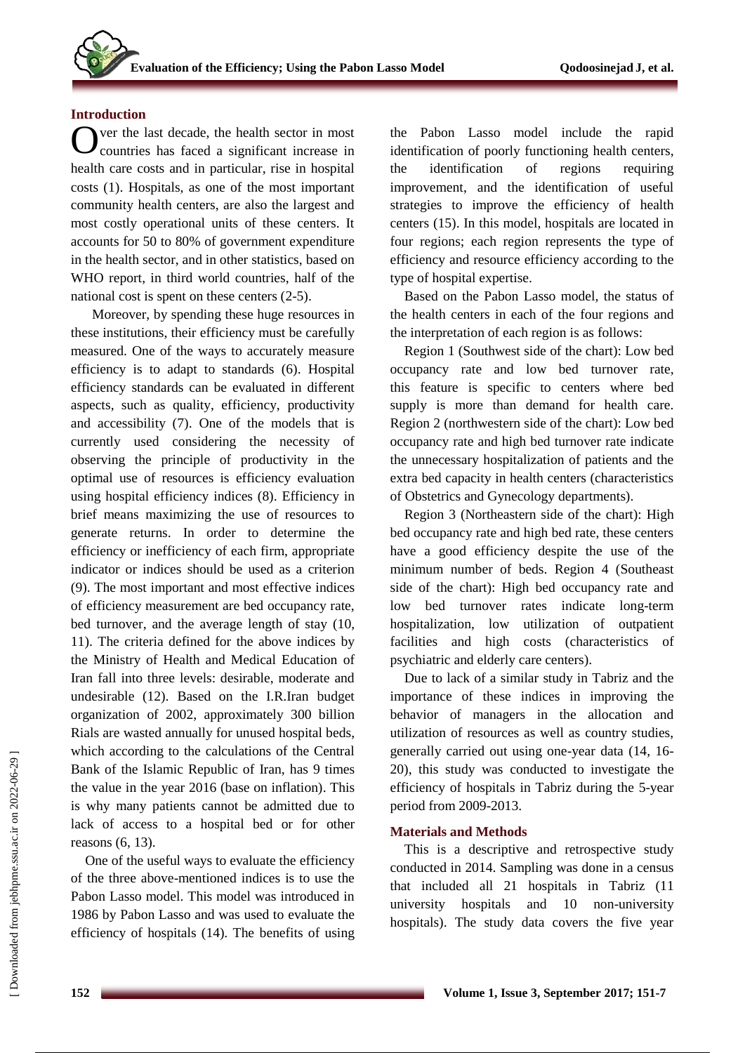## Introduction

Over the last decade, the health sector in most countries has faced a significant increase in health care costs and in particular, rise in hospital costs (1). Hospitals, as one of the most important community health centers, are also the largest and most costly operational units of these centers. It accounts for 50 to 80% of government expenditure in the health sector, and in other statistics, based on WHO report, in third world countries, half of the national cost is spent on these centers (2-5).

Moreover, by spending these huge resources in these institutions, their efficiency must be carefully measured. One of the ways to accurately measure efficiency is to adapt to standards (6). Hospital efficiency standards can be evaluated in different aspects, such as quality, efficiency, productivity and accessibility (7). One of the models that is currently used considering the necessity of observing the principle of productivity in the optimal use of resources is efficiency evaluation using hospital efficiency indices (8). Efficiency in brief means maximizing the use of resources to generate returns. In order to determine the efficiency or inefficiency of each firm, appropriate indicator or indices should be used as a criterion (9). The most important and most effective indices of efficiency measurement are bed occupancy rate, bed turnover, and the average length of stay (10, 11). The criteria defined for the above indices by the Ministry of Health and Medical Education of Iran fall into three levels: desirable, moderate and undesirable (12). Based on the I.R.Iran budget organization of 2002, approximately 300 billion Rials are wasted annually for unused hospital beds, which according to the calculations of the Central Bank of the Islamic Republic of Iran, has 9 times the value in the year 2016 (base on inflation). This is why many patients cannot be admitted due to lack of access to a hospital bed or for other reasons (6, 13).

One of the useful ways to evaluate the efficiency of the three above-mentioned indices is to use the Pabon Lasso model. This model was introduced in 1986 by Pabon Lasso and was used to evaluate the efficiency of hospitals (14). The benefits of using the Pabon Lasso model include the rapid identification of poorly functioning health centers, the identification of regions requiring improvement, and the identification of useful strategies to improve the efficiency of health centers (15). In this model, hospitals are located in four regions; each region represents the type of efficiency and resource efficiency according to the type of hospital expertise.

Based on the Pabon Lasso model, the status of the health centers in each of the four regions and the interpretation of each region is as follows:

Region 1 (Southwest side of the chart): Low bed occupancy rate and low bed turnover rate, this feature is specific to centers where bed supply is more than demand for health care. Region 2 (northwestern side of the chart): Low bed occupancy rate and high bed turnover rate indicate the unnecessary hospitalization of patients and the extra bed capacity in health centers (characteristics of Obstetrics and Gynecology departments).

Region 3 (Northeastern side of the chart): High bed occupancy rate and high bed rate, these centers have a good efficiency despite the use of the minimum number of beds. Region 4 (Southeast side of the chart): High bed occupancy rate and low bed turnover rates indicate long-term hospitalization, low utilization of outpatient facilities and high costs (characteristics of psychiatric and elderly care centers).

Due to lack of a similar study in Tabriz and the importance of these indices in improving the behavior of managers in the allocation and utilization of resources as well as country studies, generally carried out using one-year data (14, 16-20), this study was conducted to investigate the efficiency of hospitals in Tabriz during the 5-year period from 2009-2013.

## Materials and Methods

This is a descriptive and retrospective study conducted in 2014. Sampling was done in a census that included all 21 hospitals in Tabriz (11 university hospitals and 10 non-university hospitals). The study data covers the five year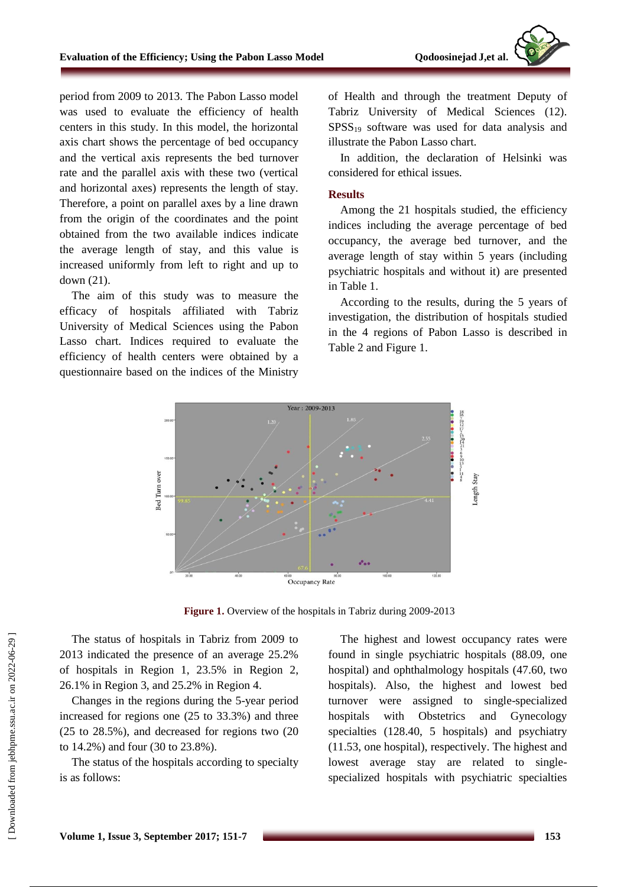period from 2009 to 2013. The Pabon Lasso model was used to evaluate the efficiency of health centers in this study. In this model, the horizontal axis chart shows the percentage of bed occupancy and the vertical axis represents the bed turnover rate and the parallel axis with these two (vertical and horizontal axes) represents the length of stay. Therefore, a point on parallel axes by a line drawn from the origin of the coordinates and the point obtained from the two available indices indicate the average length of stay, and this value is increased uniformly from left to right and up to down (21).

The aim of this study was to measure the efficacy of hospitals affiliated with Tabriz University of Medical Sciences using the Pabon Lasso chart. Indices required to evaluate the efficiency of health centers were obtained by a questionnaire based on the indices of the Ministry of Health and through the treatment Deputy of Tabriz University of Medical Sciences (12). $SPSS_{19}$ software was used for data analysis and illustrate the Pabon Lasso chart.

In addition, the declaration of Helsinki was considered for ethical issues.

## Results

Among the 21 hospitals studied, the efficiency indices including the average percentage of bed occupancy, the average bed turnover, and the average length of stay within 5 years (including psychiatric hospitals and without it) are presented in Table 1.

According to the results, during the 5 years of investigation, the distribution of hospitals studied in the 4 regions of Pabon Lasso is described in Table 2 and Figure 1.

Year : 2009-2013

Bed Turn over

Occupancy Rate

Length Stay

1.20

1.85

2.55

4.41

99.85

67.6

**Figure 1.** Overview of the hospitals in Tabriz during 2009-2013

The status of hospitals in Tabriz from 2009 to 2013 indicated the presence of an average 25.2% of hospitals in Region 1, 23.5% in Region 2, 26.1% in Region 3, and 25.2% in Region 4.

Changes in the regions during the 5-year period increased for regions one (25 to 33.3%) and three (25 to 28.5%), and decreased for regions two (20 to 14.2%) and four (30 to 23.8%).

The status of the hospitals according to specialty is as follows:

The highest and lowest occupancy rates were found in single psychiatric hospitals (88.09, one hospital) and ophthalmology hospitals (47.60, two hospitals). Also, the highest and lowest bed turnover were assigned to single-specialized hospitals with Obstetrics and Gynecology specialties (128.40, 5 hospitals) and psychiatry (11.53, one hospital), respectively. The highest and lowest average stay are related to single-specialized hospitals with psychiatric specialties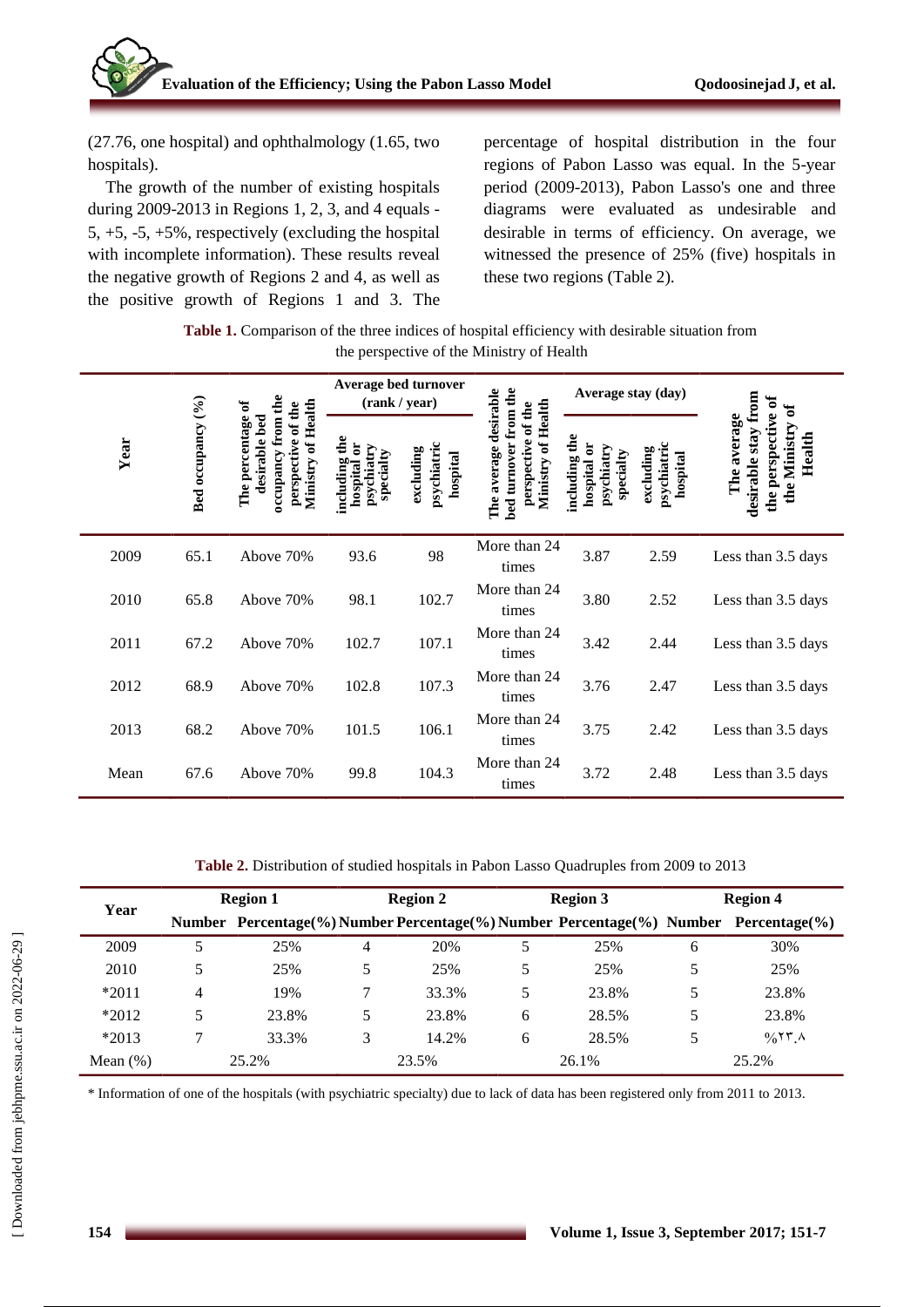(27.76, one hospital) and ophthalmology (1.65, two hospitals).

The growth of the number of existing hospitals during 2009-2013 in Regions 1, 2, 3, and 4 equals -5, +5, -5, +5%, respectively (excluding the hospital with incomplete information). These results reveal the negative growth of Regions 2 and 4, as well as the positive growth of Regions 1 and 3. The percentage of hospital distribution in the four regions of Pabon Lasso was equal. In the 5-year period (2009-2013), Pabon Lasso's one and three diagrams were evaluated as undesirable and desirable in terms of efficiency. On average, we witnessed the presence of 25% (five) hospitals in these two regions (Table 2).

**Table 1.** Comparison of the three indices of hospital efficiency with desirable situation from the perspective of the Ministry of Health

| Year | Bed occupancy (%) | The percentage of desirable bed occupancy from the perspective of the Ministry of Health | Average bed turnover (rank / year) | | The average desirable bed turnover from the perspective of the Ministry of Health | Average stay (day) | | The average desirable stay from the perspective of the Ministry of Health |
|---|---|---|---|---|---|---|---|---|
| | | | including the hospital or psychiatry specialty | excluding psychiatric hospital | | including the hospital or psychiatry specialty | excluding psychiatric hospital | |
| 2009 | 65.1 | Above 70% | 93.6 | 98 | More than 24 times | 3.87 | 2.59 | Less than 3.5 days |
| 2010 | 65.8 | Above 70% | 98.1 | 102.7 | More than 24 times | 3.80 | 2.52 | Less than 3.5 days |
| 2011 | 67.2 | Above 70% | 102.7 | 107.1 | More than 24 times | 3.42 | 2.44 | Less than 3.5 days |
| 2012 | 68.9 | Above 70% | 102.8 | 107.3 | More than 24 times | 3.76 | 2.47 | Less than 3.5 days |
| 2013 | 68.2 | Above 70% | 101.5 | 106.1 | More than 24 times | 3.75 | 2.42 | Less than 3.5 days |
| Mean | 67.6 | Above 70% | 99.8 | 104.3 | More than 24 times | 3.72 | 2.48 | Less than 3.5 days |

**Table 2.** Distribution of studied hospitals in Pabon Lasso Quadruples from 2009 to 2013

| Year | Region 1 | | Region 2 | | Region 3 | | Region 4 | |
|---|---|---|---|---|---|---|---|---|
| | Number | Percentage(%) | Number | Percentage(%) | Number | Percentage(%) | Number | Percentage(%) |
| 2009 | 5 | 25% | 4 | 20% | 5 | 25% | 6 | 30% |
| 2010 | 5 | 25% | 5 | 25% | 5 | 25% | 5 | 25% |
| *2011 | 4 | 19% | 7 | 33.3% | 5 | 23.8% | 5 | 23.8% |
| *2012 | 5 | 23.8% | 5 | 23.8% | 6 | 28.5% | 5 | 23.8% |
| *2013 | 7 | 33.3% | 3 | 14.2% | 6 | 28.5% | 5 | %۲۳.۸ |
| Mean (%) | 25.2% | | 23.5% | | 26.1% | | 25.2% | |

\* Information of one of the hospitals (with psychiatric specialty) due to lack of data has been registered only from 2011 to 2013.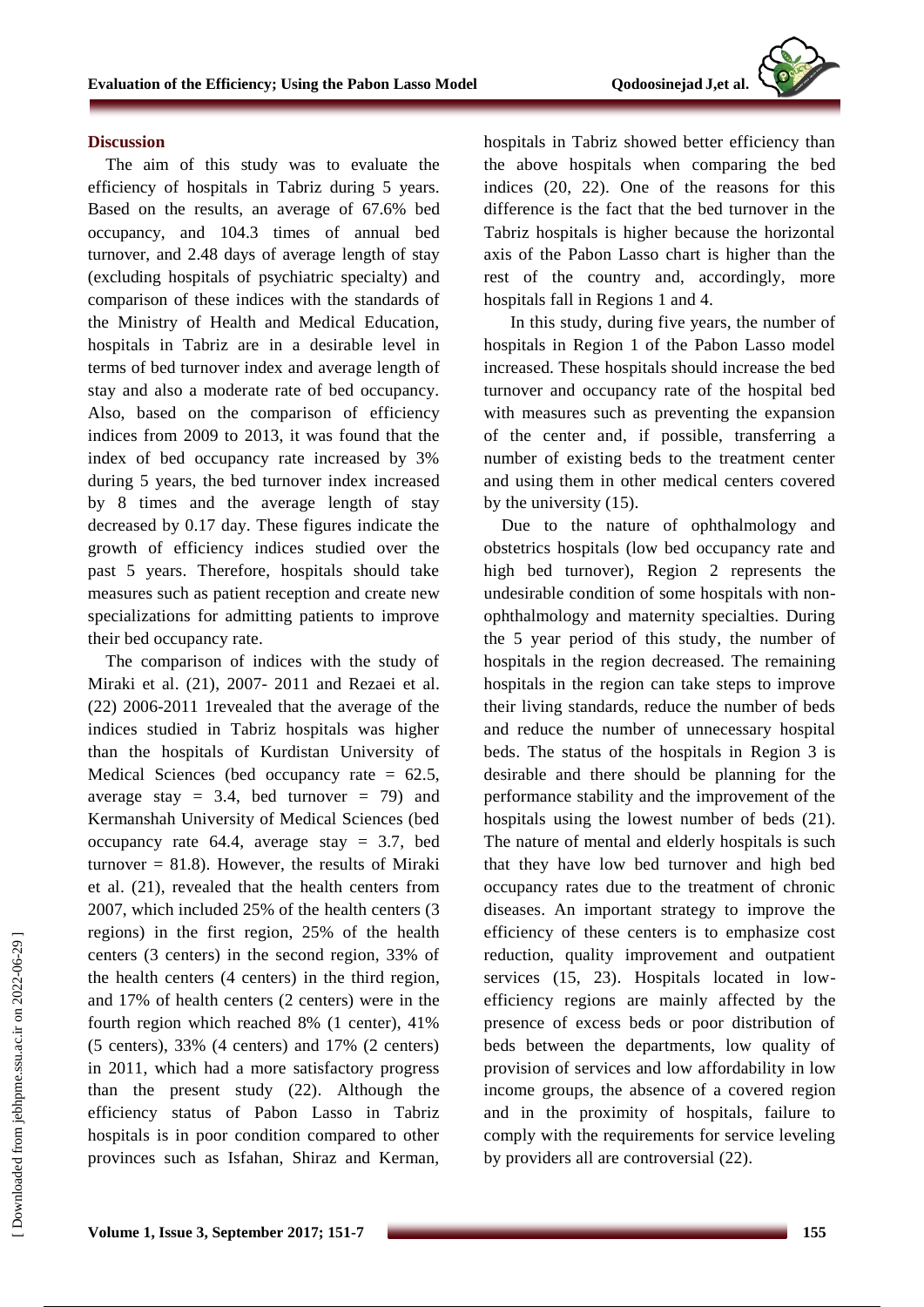## Discussion

The aim of this study was to evaluate the efficiency of hospitals in Tabriz during 5 years. Based on the results, an average of 67.6% bed occupancy, and 104.3 times of annual bed turnover, and 2.48 days of average length of stay (excluding hospitals of psychiatric specialty) and comparison of these indices with the standards of the Ministry of Health and Medical Education, hospitals in Tabriz are in a desirable level in terms of bed turnover index and average length of stay and also a moderate rate of bed occupancy. Also, based on the comparison of efficiency indices from 2009 to 2013, it was found that the index of bed occupancy rate increased by 3% during 5 years, the bed turnover index increased by 8 times and the average length of stay decreased by 0.17 day. These figures indicate the growth of efficiency indices studied over the past 5 years. Therefore, hospitals should take measures such as patient reception and create new specializations for admitting patients to improve their bed occupancy rate.

The comparison of indices with the study of Miraki et al. (21), 2007- 2011 and Rezaei et al. (22) 2006-2011 1revealed that the average of the indices studied in Tabriz hospitals was higher than the hospitals of Kurdistan University of Medical Sciences (bed occupancy rate = 62.5, average stay = 3.4, bed turnover = 79) and Kermanshah University of Medical Sciences (bed occupancy rate 64.4, average stay = 3.7, bed turnover = 81.8). However, the results of Miraki et al. (21), revealed that the health centers from 2007, which included 25% of the health centers (3 regions) in the first region, 25% of the health centers (3 centers) in the second region, 33% of the health centers (4 centers) in the third region, and 17% of health centers (2 centers) were in the fourth region which reached 8% (1 center), 41% (5 centers), 33% (4 centers) and 17% (2 centers) in 2011, which had a more satisfactory progress than the present study (22). Although the efficiency status of Pabon Lasso in Tabriz hospitals is in poor condition compared to other provinces such as Isfahan, Shiraz and Kerman, hospitals in Tabriz showed better efficiency than the above hospitals when comparing the bed indices (20, 22). One of the reasons for this difference is the fact that the bed turnover in the Tabriz hospitals is higher because the horizontal axis of the Pabon Lasso chart is higher than the rest of the country and, accordingly, more hospitals fall in Regions 1 and 4.

In this study, during five years, the number of hospitals in Region 1 of the Pabon Lasso model increased. These hospitals should increase the bed turnover and occupancy rate of the hospital bed with measures such as preventing the expansion of the center and, if possible, transferring a number of existing beds to the treatment center and using them in other medical centers covered by the university (15).

Due to the nature of ophthalmology and obstetrics hospitals (low bed occupancy rate and high bed turnover), Region 2 represents the undesirable condition of some hospitals with non-ophthalmology and maternity specialties. During the 5 year period of this study, the number of hospitals in the region decreased. The remaining hospitals in the region can take steps to improve their living standards, reduce the number of beds and reduce the number of unnecessary hospital beds. The status of the hospitals in Region 3 is desirable and there should be planning for the performance stability and the improvement of the hospitals using the lowest number of beds (21). The nature of mental and elderly hospitals is such that they have low bed turnover and high bed occupancy rates due to the treatment of chronic diseases. An important strategy to improve the efficiency of these centers is to emphasize cost reduction, quality improvement and outpatient services (15, 23). Hospitals located in low-efficiency regions are mainly affected by the presence of excess beds or poor distribution of beds between the departments, low quality of provision of services and low affordability in low income groups, the absence of a covered region and in the proximity of hospitals, failure to comply with the requirements for service leveling by providers all are controversial (22).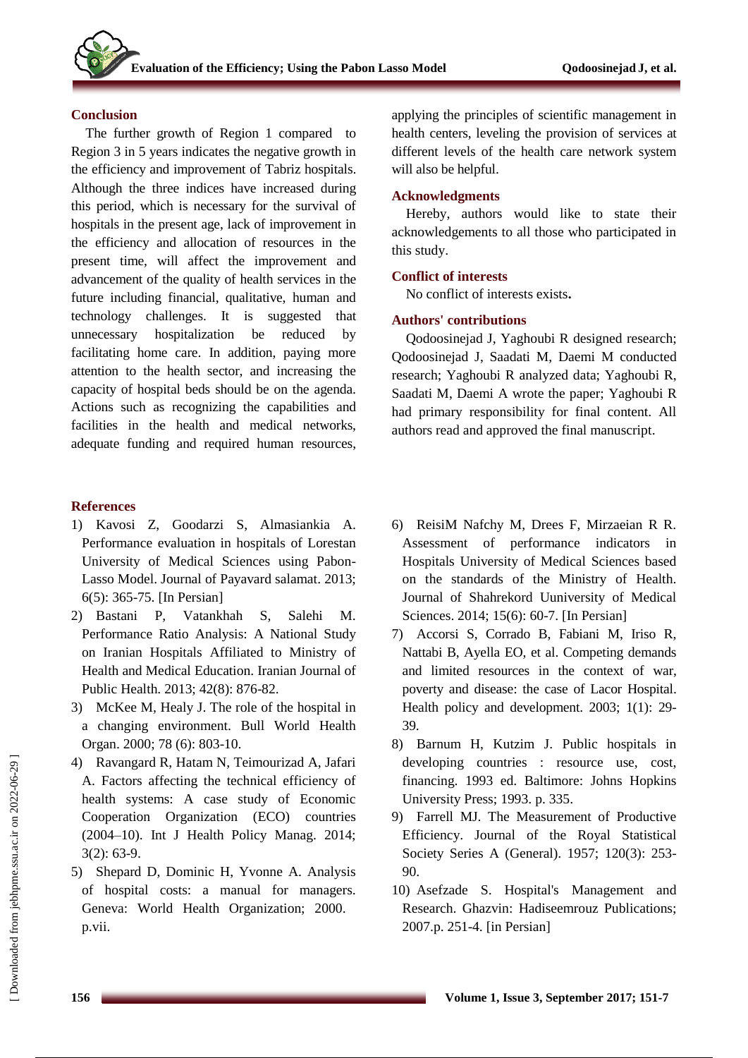## Conclusion

The further growth of Region 1 compared to Region 3 in 5 years indicates the negative growth in the efficiency and improvement of Tabriz hospitals. Although the three indices have increased during this period, which is necessary for the survival of hospitals in the present age, lack of improvement in the efficiency and allocation of resources in the present time, will affect the improvement and advancement of the quality of health services in the future including financial, qualitative, human and technology challenges. It is suggested that unnecessary hospitalization be reduced by facilitating home care. In addition, paying more attention to the health sector, and increasing the capacity of hospital beds should be on the agenda. Actions such as recognizing the capabilities and facilities in the health and medical networks, adequate funding and required human resources, applying the principles of scientific management in health centers, leveling the provision of services at different levels of the health care network system will also be helpful.

## Acknowledgments

Hereby, authors would like to state their acknowledgements to all those who participated in this study.

## Conflict of interests

No conflict of interests exists**.**

## Authors' contributions

Qodoosinejad J, Yaghoubi R designed research; Qodoosinejad J, Saadati M, Daemi M conducted research; Yaghoubi R analyzed data; Yaghoubi R, Saadati M, Daemi A wrote the paper; Yaghoubi R had primary responsibility for final content. All authors read and approved the final manuscript.

## References

1) Kavosi Z, Goodarzi S, Almasiankia A. Performance evaluation in hospitals of Lorestan University of Medical Sciences using Pabon-Lasso Model. Journal of Payavard salamat. 2013; 6(5): 365-75. [In Persian]
2) Bastani P, Vatankhah S, Salehi M. Performance Ratio Analysis: A National Study on Iranian Hospitals Affiliated to Ministry of Health and Medical Education. Iranian Journal of Public Health. 2013; 42(8): 876-82.
3) McKee M, Healy J. The role of the hospital in a changing environment. Bull World Health Organ. 2000; 78 (6): 803-10.
4) Ravangard R, Hatam N, Teimourizad A, Jafari A. Factors affecting the technical efficiency of health systems: A case study of Economic Cooperation Organization (ECO) countries (2004–10). Int J Health Policy Manag. 2014; 3(2): 63-9.
5) Shepard D, Dominic H, Yvonne A. Analysis of hospital costs: a manual for managers. Geneva: World Health Organization; 2000. p.vii.
6) ReisiM Nafchy M, Drees F, Mirzaeian R R. Assessment of performance indicators in Hospitals University of Medical Sciences based on the standards of the Ministry of Health. Journal of Shahrekord Uuniversity of Medical Sciences. 2014; 15(6): 60-7. [In Persian]
7) Accorsi S, Corrado B, Fabiani M, Iriso R, Nattabi B, Ayella EO, et al. Competing demands and limited resources in the context of war, poverty and disease: the case of Lacor Hospital. Health policy and development. 2003; 1(1): 29-39.
8) Barnum H, Kutzim J. Public hospitals in developing countries : resource use, cost, financing. 1993 ed. Baltimore: Johns Hopkins University Press; 1993. p. 335.
9) Farrell MJ. The Measurement of Productive Efficiency. Journal of the Royal Statistical Society Series A (General). 1957; 120(3): 253-90.
10) Asefzade S. Hospital's Management and Research. Ghazvin: Hadiseemrouz Publications; 2007.p. 251-4. [in Persian]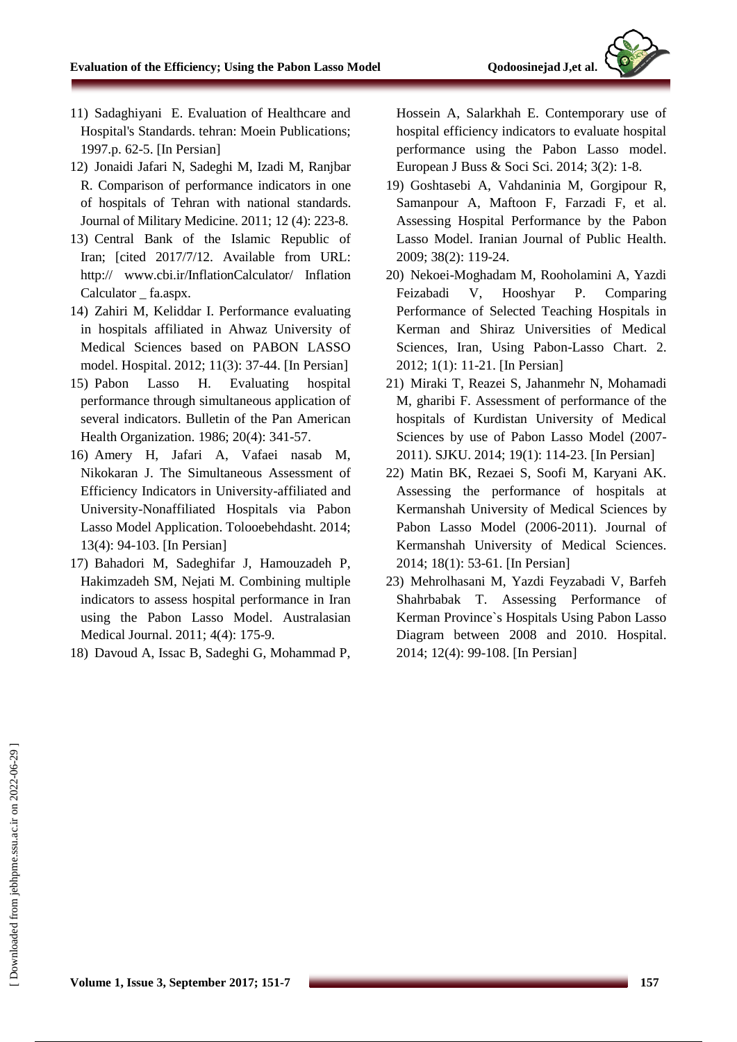11) Sadaghiyani E. Evaluation of Healthcare and Hospital's Standards. tehran: Moein Publications; 1997.p. 62-5. [In Persian]

12) Jonaidi Jafari N, Sadeghi M, Izadi M, Ranjbar R. Comparison of performance indicators in one of hospitals of Tehran with national standards. Journal of Military Medicine. 2011; 12 (4): 223-8.

13) Central Bank of the Islamic Republic of Iran; [cited 2017/7/12. Available from URL: http:// www.cbi.ir/InflationCalculator/ Inflation Calculator _ fa.aspx.

14) Zahiri M, Keliddar I. Performance evaluating in hospitals affiliated in Ahwaz University of Medical Sciences based on PABON LASSO model. Hospital. 2012; 11(3): 37-44. [In Persian]

15) Pabon Lasso H. Evaluating hospital performance through simultaneous application of several indicators. Bulletin of the Pan American Health Organization. 1986; 20(4): 341-57.

16) Amery H, Jafari A, Vafaei nasab M, Nikokaran J. The Simultaneous Assessment of Efficiency Indicators in University-affiliated and University-Nonaffiliated Hospitals via Pabon Lasso Model Application. Tolooebehdasht. 2014; 13(4): 94-103. [In Persian]

17) Bahadori M, Sadeghifar J, Hamouzadeh P, Hakimzadeh SM, Nejati M. Combining multiple indicators to assess hospital performance in Iran using the Pabon Lasso Model. Australasian Medical Journal. 2011; 4(4): 175-9.

18) Davoud A, Issac B, Sadeghi G, Mohammad P, Hossein A, Salarkhah E. Contemporary use of hospital efficiency indicators to evaluate hospital performance using the Pabon Lasso model. European J Buss & Soci Sci. 2014; 3(2): 1-8.

19) Goshtasebi A, Vahdaninia M, Gorgipour R, Samanpour A, Maftoon F, Farzadi F, et al. Assessing Hospital Performance by the Pabon Lasso Model. Iranian Journal of Public Health. 2009; 38(2): 119-24.

20) Nekoei-Moghadam M, Rooholamini A, Yazdi Feizabadi V, Hooshyar P. Comparing Performance of Selected Teaching Hospitals in Kerman and Shiraz Universities of Medical Sciences, Iran, Using Pabon-Lasso Chart. 2. 2012; 1(1): 11-21. [In Persian]

21) Miraki T, Reazei S, Jahanmehr N, Mohamadi M, gharibi F. Assessment of performance of the hospitals of Kurdistan University of Medical Sciences by use of Pabon Lasso Model (2007-2011). SJKU. 2014; 19(1): 114-23. [In Persian]

22) Matin BK, Rezaei S, Soofi M, Karyani AK. Assessing the performance of hospitals at Kermanshah University of Medical Sciences by Pabon Lasso Model (2006-2011). Journal of Kermanshah University of Medical Sciences. 2014; 18(1): 53-61. [In Persian]

23) Mehrolhasani M, Yazdi Feyzabadi V, Barfeh Shahrbabak T. Assessing Performance of Kerman Province`s Hospitals Using Pabon Lasso Diagram between 2008 and 2010. Hospital. 2014; 12(4): 99-108. [In Persian]